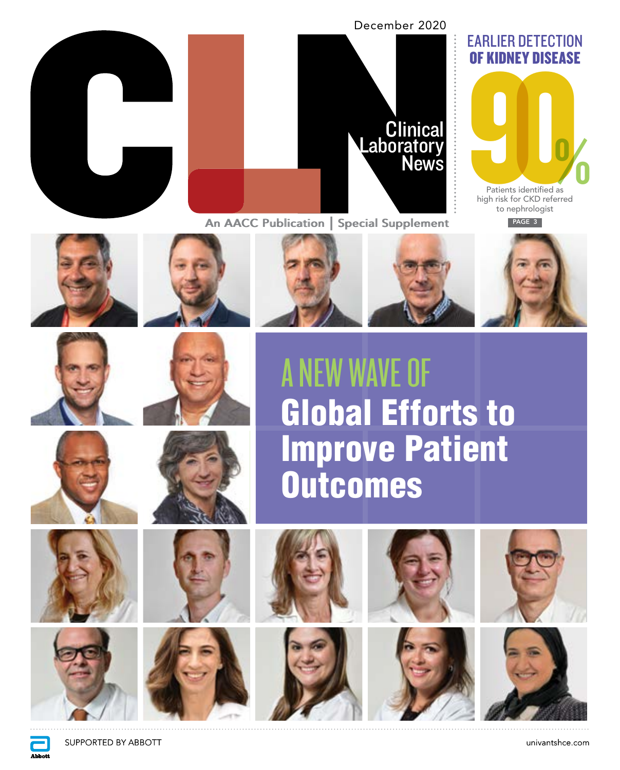December 2020

# CLN

Clinical Laboratory News

An AACC Publication | Special Supplement

## EARLIER DETECTION OF KIDNEY DISEASE

90%

Patients identified as high risk for CKD referred to nephrologist

PAGE 3

# A NEW WAVE OF Global Efforts to Improve Patient Outcomes

SUPPORTED BY ABBOTT

Abbott

univantshce.com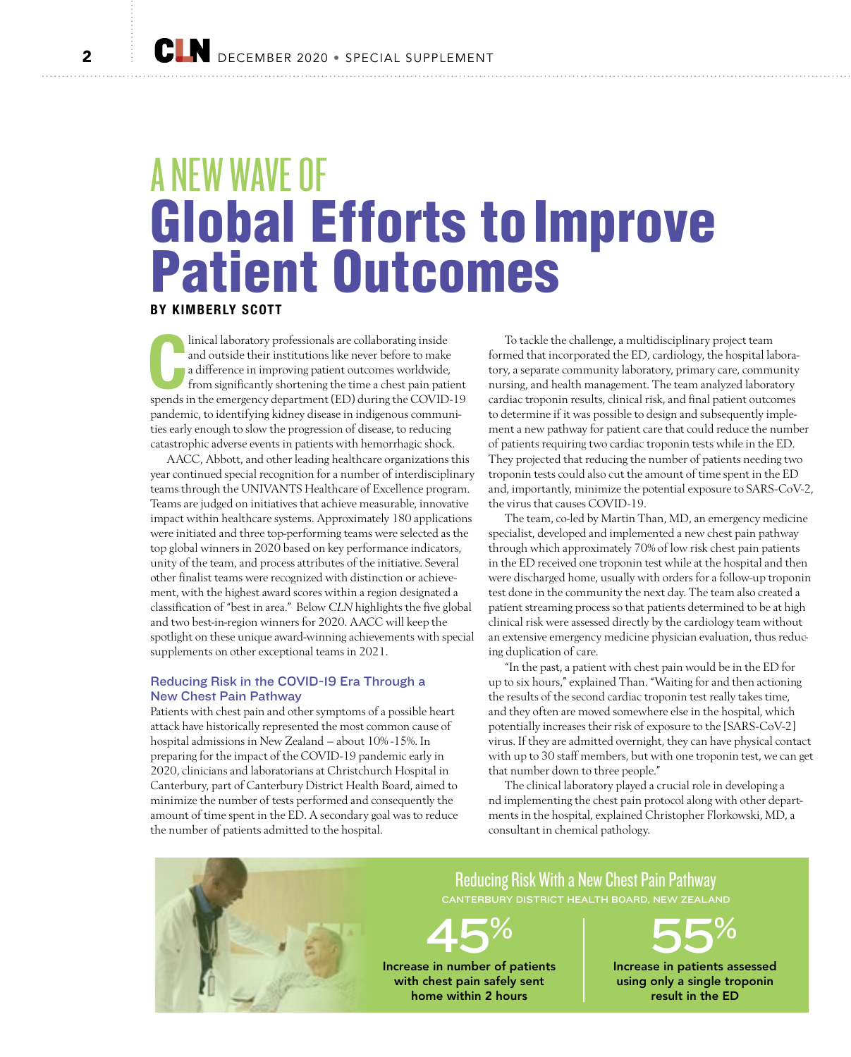# A NEW WAVE OF Global Efforts to Improve Patient Outcomes

**BY KIMBERLY SCOTT**

Clinical laboratory professionals are collaborating inside and outside their institutions like never before to make a difference in improving patient outcomes worldwide, from significantly shortening the time a chest pain patient spends in the emergency department (ED) during the COVID-19 pandemic, to identifying kidney disease in indigenous communities early enough to slow the progression of disease, to reducing catastrophic adverse events in patients with hemorrhagic shock.

AACC, Abbott, and other leading healthcare organizations this year continued special recognition for a number of interdisciplinary teams through the UNIVANTS Healthcare of Excellence program. Teams are judged on initiatives that achieve measurable, innovative impact within healthcare systems. Approximately 180 applications were initiated and three top-performing teams were selected as the top global winners in 2020 based on key performance indicators, unity of the team, and process attributes of the initiative. Several other finalist teams were recognized with distinction or achievement, with the highest award scores within a region designated a classification of "best in area." Below *CLN* highlights the five global and two best-in-region winners for 2020. AACC will keep the spotlight on these unique award-winning achievements with special supplements on other exceptional teams in 2021.

## Reducing Risk in the COVID-19 Era Through a New Chest Pain Pathway

Patients with chest pain and other symptoms of a possible heart attack have historically represented the most common cause of hospital admissions in New Zealand – about 10%-15%. In preparing for the impact of the COVID-19 pandemic early in 2020, clinicians and laboratorians at Christchurch Hospital in Canterbury, part of Canterbury District Health Board, aimed to minimize the number of tests performed and consequently the amount of time spent in the ED. A secondary goal was to reduce the number of patients admitted to the hospital.

To tackle the challenge, a multidisciplinary project team formed that incorporated the ED, cardiology, the hospital laboratory, a separate community laboratory, primary care, community nursing, and health management. The team analyzed laboratory cardiac troponin results, clinical risk, and final patient outcomes to determine if it was possible to design and subsequently implement a new pathway for patient care that could reduce the number of patients requiring two cardiac troponin tests while in the ED. They projected that reducing the number of patients needing two troponin tests could also cut the amount of time spent in the ED and, importantly, minimize the potential exposure to SARS-CoV-2, the virus that causes COVID-19.

The team, co-led by Martin Than, MD, an emergency medicine specialist, developed and implemented a new chest pain pathway through which approximately 70% of low risk chest pain patients in the ED received one troponin test while at the hospital and then were discharged home, usually with orders for a follow-up troponin test done in the community the next day. The team also created a patient streaming process so that patients determined to be at high clinical risk were assessed directly by the cardiology team without an extensive emergency medicine physician evaluation, thus reducing duplication of care.

"In the past, a patient with chest pain would be in the ED for up to six hours," explained Than. "Waiting for and then actioning the results of the second cardiac troponin test really takes time, and they often are moved somewhere else in the hospital, which potentially increases their risk of exposure to the [SARS-CoV-2] virus. If they are admitted overnight, they can have physical contact with up to 30 staff members, but with one troponin test, we can get that number down to three people."

The clinical laboratory played a crucial role in developing and implementing the chest pain protocol along with other departments in the hospital, explained Christopher Florkowski, MD, a consultant in chemical pathology.

### Reducing Risk With a New Chest Pain Pathway

CANTERBURY DISTRICT HEALTH BOARD, NEW ZEALAND

**45%** — Increase in number of patients with chest pain safely sent home within 2 hours

**55%** — Increase in patients assessed using only a single troponin result in the ED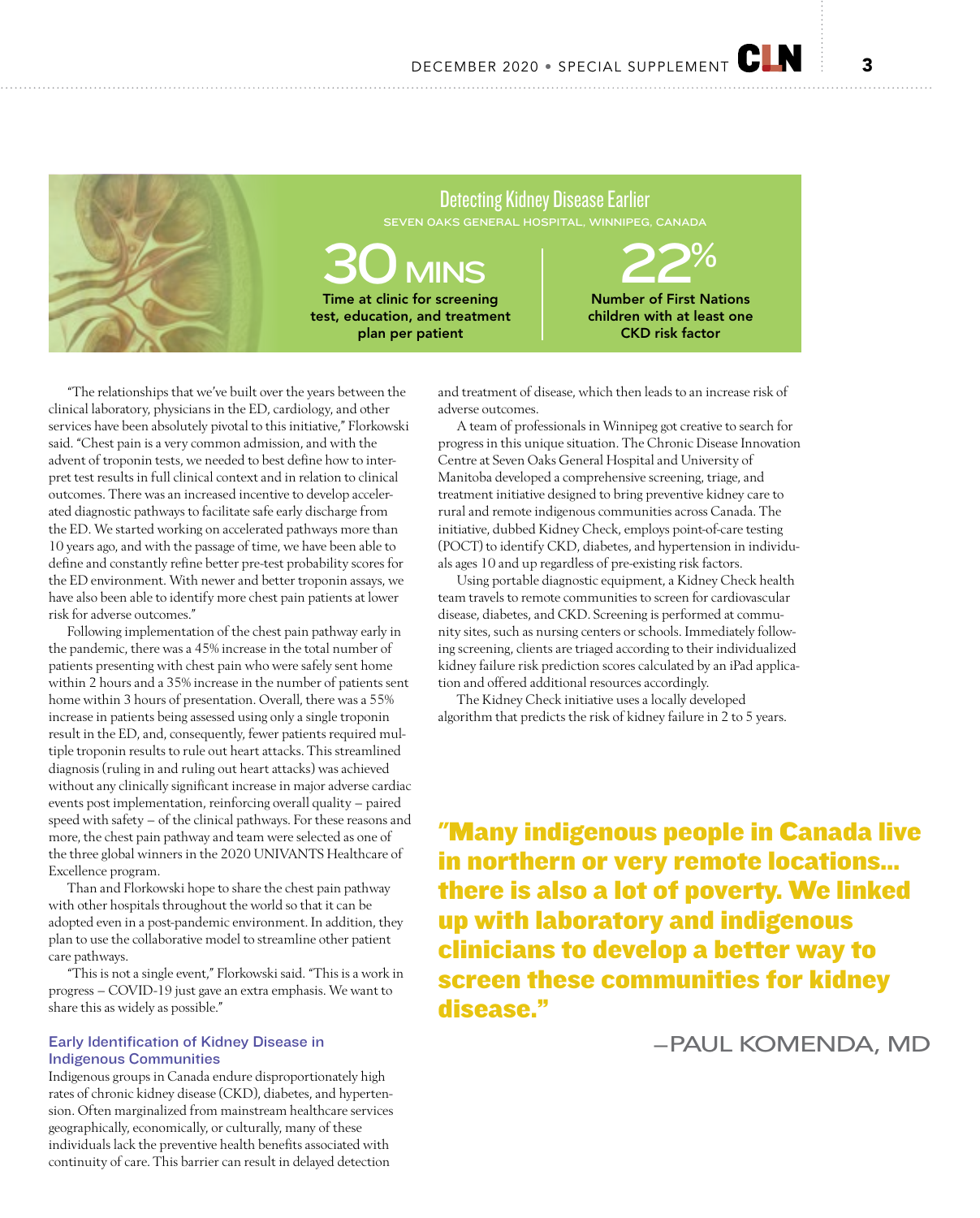## Detecting Kidney Disease Earlier

SEVEN OAKS GENERAL HOSPITAL, WINNIPEG, CANADA

**30 MINS**
Time at clinic for screening test, education, and treatment plan per patient

**22%**
Number of First Nations children with at least one CKD risk factor

"The relationships that we've built over the years between the clinical laboratory, physicians in the ED, cardiology, and other services have been absolutely pivotal to this initiative," Florkowski said. "Chest pain is a very common admission, and with the advent of troponin tests, we needed to best define how to interpret test results in full clinical context and in relation to clinical outcomes. There was an increased incentive to develop accelerated diagnostic pathways to facilitate safe early discharge from the ED. We started working on accelerated pathways more than 10 years ago, and with the passage of time, we have been able to define and constantly refine better pre-test probability scores for the ED environment. With newer and better troponin assays, we have also been able to identify more chest pain patients at lower risk for adverse outcomes."

Following implementation of the chest pain pathway early in the pandemic, there was a 45% increase in the total number of patients presenting with chest pain who were safely sent home within 2 hours and a 35% increase in the number of patients sent home within 3 hours of presentation. Overall, there was a 55% increase in patients being assessed using only a single troponin result in the ED, and, consequently, fewer patients required multiple troponin results to rule out heart attacks. This streamlined diagnosis (ruling in and ruling out heart attacks) was achieved without any clinically significant increase in major adverse cardiac events post implementation, reinforcing overall quality – paired speed with safety – of the clinical pathways. For these reasons and more, the chest pain pathway and team were selected as one of the three global winners in the 2020 UNIVANTS Healthcare of Excellence program.

Than and Florkowski hope to share the chest pain pathway with other hospitals throughout the world so that it can be adopted even in a post-pandemic environment. In addition, they plan to use the collaborative model to streamline other patient care pathways.

"This is not a single event," Florkowski said. "This is a work in progress – COVID-19 just gave an extra emphasis. We want to share this as widely as possible."

### Early Identification of Kidney Disease in Indigenous Communities

Indigenous groups in Canada endure disproportionately high rates of chronic kidney disease (CKD), diabetes, and hypertension. Often marginalized from mainstream healthcare services geographically, economically, or culturally, many of these individuals lack the preventive health benefits associated with continuity of care. This barrier can result in delayed detection and treatment of disease, which then leads to an increase risk of adverse outcomes.

A team of professionals in Winnipeg got creative to search for progress in this unique situation. The Chronic Disease Innovation Centre at Seven Oaks General Hospital and University of Manitoba developed a comprehensive screening, triage, and treatment initiative designed to bring preventive kidney care to rural and remote indigenous communities across Canada. The initiative, dubbed Kidney Check, employs point-of-care testing (POCT) to identify CKD, diabetes, and hypertension in individuals ages 10 and up regardless of pre-existing risk factors.

Using portable diagnostic equipment, a Kidney Check health team travels to remote communities to screen for cardiovascular disease, diabetes, and CKD. Screening is performed at community sites, such as nursing centers or schools. Immediately following screening, clients are triaged according to their individualized kidney failure risk prediction scores calculated by an iPad application and offered additional resources accordingly.

The Kidney Check initiative uses a locally developed algorithm that predicts the risk of kidney failure in 2 to 5 years.

> **"Many indigenous people in Canada live in northern or very remote locations… there is also a lot of poverty. We linked up with laboratory and indigenous clinicians to develop a better way to screen these communities for kidney disease."**
>
> —PAUL KOMENDA, MD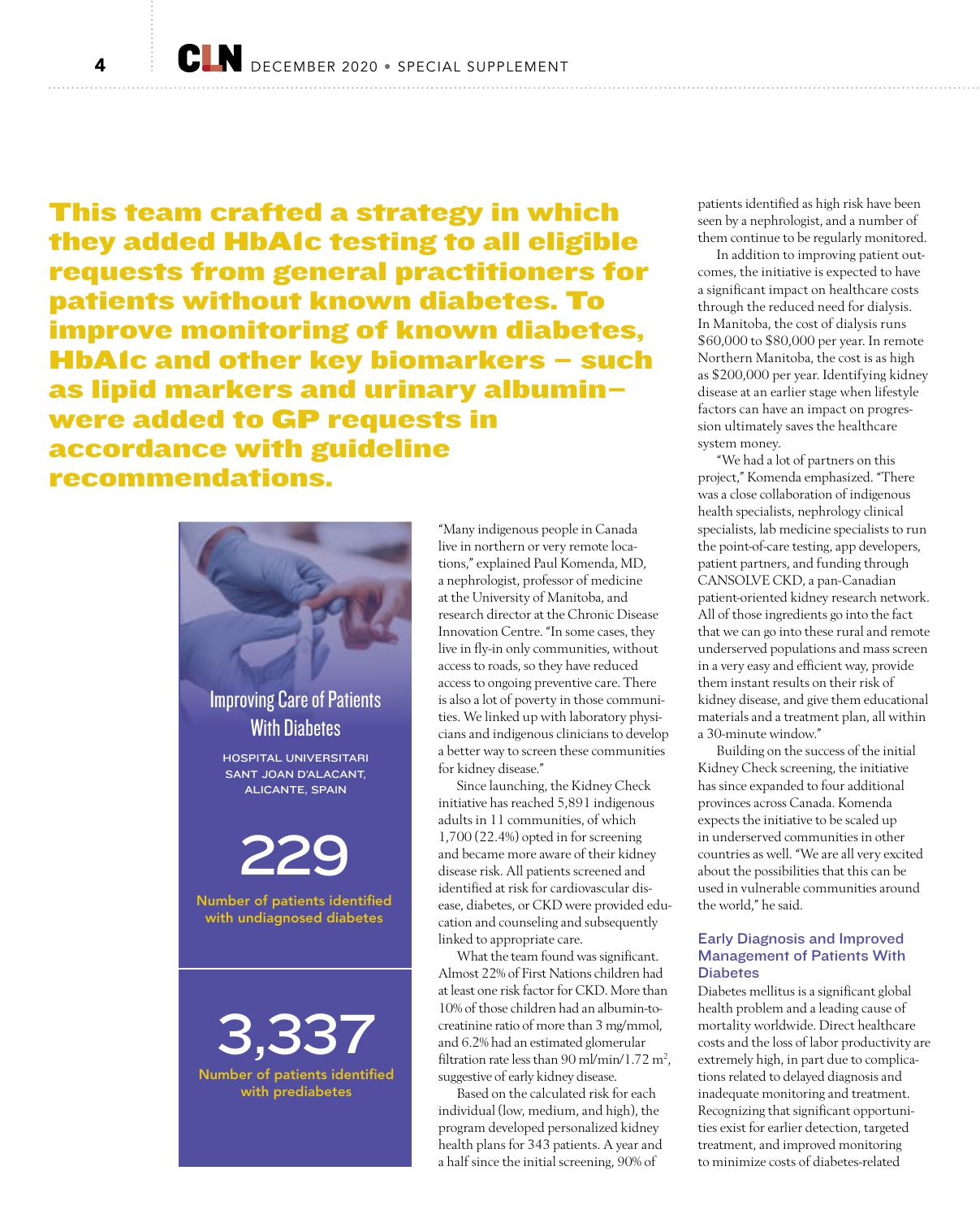**This team crafted a strategy in which they added HbA1c testing to all eligible requests from general practitioners for patients without known diabetes. To improve monitoring of known diabetes, HbA1c and other key biomarkers – such as lipid markers and urinary albumin– were added to GP requests in accordance with guideline recommendations.**

### Improving Care of Patients With Diabetes

HOSPITAL UNIVERSITARI SANT JOAN D'ALACANT, ALICANTE, SPAIN

**229**

Number of patients identified with undiagnosed diabetes

**3,337**

Number of patients identified with prediabetes

"Many indigenous people in Canada live in northern or very remote locations," explained Paul Komenda, MD, a nephrologist, professor of medicine at the University of Manitoba, and research director at the Chronic Disease Innovation Centre. "In some cases, they live in fly-in only communities, without access to roads, so they have reduced access to ongoing preventive care. There is also a lot of poverty in those communities. We linked up with laboratory physicians and indigenous clinicians to develop a better way to screen these communities for kidney disease."

Since launching, the Kidney Check initiative has reached 5,891 indigenous adults in 11 communities, of which 1,700 (22.4%) opted in for screening and became more aware of their kidney disease risk. All patients screened and identified at risk for cardiovascular disease, diabetes, or CKD were provided education and counseling and subsequently linked to appropriate care.

What the team found was significant. Almost 22% of First Nations children had at least one risk factor for CKD. More than 10% of those children had an albumin-to-creatinine ratio of more than 3 mg/mmol, and 6.2% had an estimated glomerular filtration rate less than 90 ml/min/1.72 $m^2$, suggestive of early kidney disease.

Based on the calculated risk for each individual (low, medium, and high), the program developed personalized kidney health plans for 343 patients. A year and a half since the initial screening, 90% of patients identified as high risk have been seen by a nephrologist, and a number of them continue to be regularly monitored.

In addition to improving patient outcomes, the initiative is expected to have a significant impact on healthcare costs through the reduced need for dialysis. In Manitoba, the cost of dialysis runs $60,000 to $80,000 per year. In remote Northern Manitoba, the cost is as high as $200,000 per year. Identifying kidney disease at an earlier stage when lifestyle factors can have an impact on progression ultimately saves the healthcare system money.

"We had a lot of partners on this project," Komenda emphasized. "There was a close collaboration of indigenous health specialists, nephrology clinical specialists, lab medicine specialists to run the point-of-care testing, app developers, patient partners, and funding through CANSOLVE CKD, a pan-Canadian patient-oriented kidney research network. All of those ingredients go into the fact that we can go into these rural and remote underserved populations and mass screen in a very easy and efficient way, provide them instant results on their risk of kidney disease, and give them educational materials and a treatment plan, all within a 30-minute window."

Building on the success of the initial Kidney Check screening, the initiative has since expanded to four additional provinces across Canada. Komenda expects the initiative to be scaled up in underserved communities in other countries as well. "We are all very excited about the possibilities that this can be used in vulnerable communities around the world," he said.

### Early Diagnosis and Improved Management of Patients With Diabetes

Diabetes mellitus is a significant global health problem and a leading cause of mortality worldwide. Direct healthcare costs and the loss of labor productivity are extremely high, in part due to complications related to delayed diagnosis and inadequate monitoring and treatment. Recognizing that significant opportunities exist for earlier detection, targeted treatment, and improved monitoring to minimize costs of diabetes-related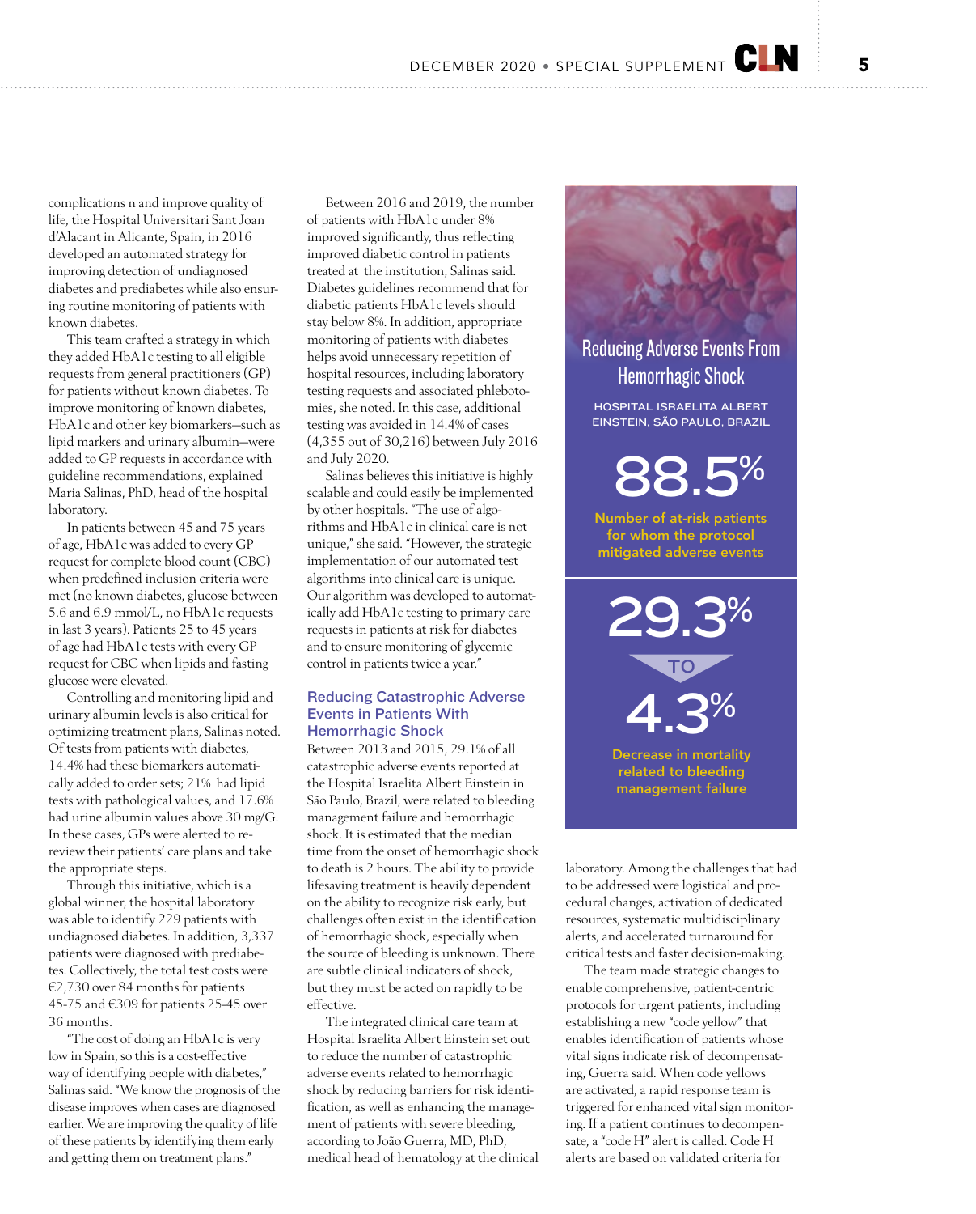complications n and improve quality of life, the Hospital Universitari Sant Joan d'Alacant in Alicante, Spain, in 2016 developed an automated strategy for improving detection of undiagnosed diabetes and prediabetes while also ensuring routine monitoring of patients with known diabetes.

This team crafted a strategy in which they added HbA1c testing to all eligible requests from general practitioners (GP) for patients without known diabetes. To improve monitoring of known diabetes, HbA1c and other key biomarkers—such as lipid markers and urinary albumin—were added to GP requests in accordance with guideline recommendations, explained Maria Salinas, PhD, head of the hospital laboratory.

In patients between 45 and 75 years of age, HbA1c was added to every GP request for complete blood count (CBC) when predefined inclusion criteria were met (no known diabetes, glucose between 5.6 and 6.9 mmol/L, no HbA1c requests in last 3 years). Patients 25 to 45 years of age had HbA1c tests with every GP request for CBC when lipids and fasting glucose were elevated.

Controlling and monitoring lipid and urinary albumin levels is also critical for optimizing treatment plans, Salinas noted. Of tests from patients with diabetes, 14.4% had these biomarkers automatically added to order sets; 21% had lipid tests with pathological values, and 17.6% had urine albumin values above 30 mg/G. In these cases, GPs were alerted to re-review their patients' care plans and take the appropriate steps.

Through this initiative, which is a global winner, the hospital laboratory was able to identify 229 patients with undiagnosed diabetes. In addition, 3,337 patients were diagnosed with prediabetes. Collectively, the total test costs were €2,730 over 84 months for patients 45-75 and €309 for patients 25-45 over 36 months.

"The cost of doing an HbA1c is very low in Spain, so this is a cost-effective way of identifying people with diabetes," Salinas said. "We know the prognosis of the disease improves when cases are diagnosed earlier. We are improving the quality of life of these patients by identifying them early and getting them on treatment plans."

Between 2016 and 2019, the number of patients with HbA1c under 8% improved significantly, thus reflecting improved diabetic control in patients treated at the institution, Salinas said. Diabetes guidelines recommend that for diabetic patients HbA1c levels should stay below 8%. In addition, appropriate monitoring of patients with diabetes helps avoid unnecessary repetition of hospital resources, including laboratory testing requests and associated phlebotomies, she noted. In this case, additional testing was avoided in 14.4% of cases (4,355 out of 30,216) between July 2016 and July 2020.

Salinas believes this initiative is highly scalable and could easily be implemented by other hospitals. "The use of algorithms and HbA1c in clinical care is not unique," she said. "However, the strategic implementation of our automated test algorithms into clinical care is unique. Our algorithm was developed to automatically add HbA1c testing to primary care requests in patients at risk for diabetes and to ensure monitoring of glycemic control in patients twice a year."

### Reducing Catastrophic Adverse Events in Patients With Hemorrhagic Shock

Between 2013 and 2015, 29.1% of all catastrophic adverse events reported at the Hospital Israelita Albert Einstein in São Paulo, Brazil, were related to bleeding management failure and hemorrhagic shock. It is estimated that the median time from the onset of hemorrhagic shock to death is 2 hours. The ability to provide lifesaving treatment is heavily dependent on the ability to recognize risk early, but challenges often exist in the identification of hemorrhagic shock, especially when the source of bleeding is unknown. There are subtle clinical indicators of shock, but they must be acted on rapidly to be effective.

The integrated clinical care team at Hospital Israelita Albert Einstein set out to reduce the number of catastrophic adverse events related to hemorrhagic shock by reducing barriers for risk identification, as well as enhancing the management of patients with severe bleeding, according to João Guerra, MD, PhD, medical head of hematology at the clinical laboratory. Among the challenges that had to be addressed were logistical and procedural changes, activation of dedicated resources, systematic multidisciplinary alerts, and accelerated turnaround for critical tests and faster decision-making.

The team made strategic changes to enable comprehensive, patient-centric protocols for urgent patients, including establishing a new "code yellow" that enables identification of patients whose vital signs indicate risk of decompensating, Guerra said. When code yellows are activated, a rapid response team is triggered for enhanced vital sign monitoring. If a patient continues to decompensate, a "code H" alert is called. Code H alerts are based on validated criteria for

---

**Reducing Adverse Events From Hemorrhagic Shock**

HOSPITAL ISRAELITA ALBERT EINSTEIN, SÃO PAULO, BRAZIL

**88.5%**

Number of at-risk patients for whom the protocol mitigated adverse events

**29.3% TO 4.3%**

Decrease in mortality related to bleeding management failure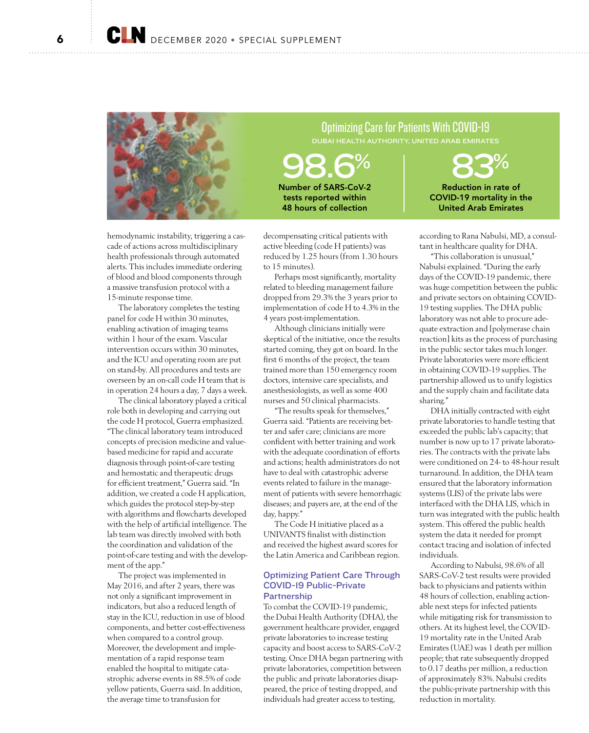## Optimizing Care for Patients With COVID-19

DUBAI HEALTH AUTHORITY, UNITED ARAB EMIRATES

**98.6%**
Number of SARS-CoV-2 tests reported within 48 hours of collection

**83%**
Reduction in rate of COVID-19 mortality in the United Arab Emirates

hemodynamic instability, triggering a cascade of actions across multidisciplinary health professionals through automated alerts. This includes immediate ordering of blood and blood components through a massive transfusion protocol with a 15-minute response time.

The laboratory completes the testing panel for code H within 30 minutes, enabling activation of imaging teams within 1 hour of the exam. Vascular intervention occurs within 30 minutes, and the ICU and operating room are put on stand-by. All procedures and tests are overseen by an on-call code H team that is in operation 24 hours a day, 7 days a week.

The clinical laboratory played a critical role both in developing and carrying out the code H protocol, Guerra emphasized. "The clinical laboratory team introduced concepts of precision medicine and value-based medicine for rapid and accurate diagnosis through point-of-care testing and hemostatic and therapeutic drugs for efficient treatment," Guerra said. "In addition, we created a code H application, which guides the protocol step-by-step with algorithms and flowcharts developed with the help of artificial intelligence. The lab team was directly involved with both the coordination and validation of the point-of-care testing and with the development of the app."

The project was implemented in May 2016, and after 2 years, there was not only a significant improvement in indicators, but also a reduced length of stay in the ICU, reduction in use of blood components, and better cost-effectiveness when compared to a control group. Moreover, the development and implementation of a rapid response team enabled the hospital to mitigate catastrophic adverse events in 88.5% of code yellow patients, Guerra said. In addition, the average time to transfusion for decompensating critical patients with active bleeding (code H patients) was reduced by 1.25 hours (from 1.30 hours to 15 minutes).

Perhaps most significantly, mortality related to bleeding management failure dropped from 29.3% the 3 years prior to implementation of code H to 4.3% in the 4 years post-implementation.

Although clinicians initially were skeptical of the initiative, once the results started coming, they got on board. In the first 6 months of the project, the team trained more than 150 emergency room doctors, intensive care specialists, and anesthesiologists, as well as some 400 nurses and 50 clinical pharmacists.

"The results speak for themselves," Guerra said. "Patients are receiving better and safer care; clinicians are more confident with better training and work with the adequate coordination of efforts and actions; health administrators do not have to deal with catastrophic adverse events related to failure in the management of patients with severe hemorrhagic diseases; and payers are, at the end of the day, happy."

The Code H initiative placed as a UNIVANTS finalist with distinction and received the highest award scores for the Latin America and Caribbean region.

### Optimizing Patient Care Through COVID-19 Public-Private Partnership

To combat the COVID-19 pandemic, the Dubai Health Authority (DHA), the government healthcare provider, engaged private laboratories to increase testing capacity and boost access to SARS-CoV-2 testing. Once DHA began partnering with private laboratories, competition between the public and private laboratories disappeared, the price of testing dropped, and individuals had greater access to testing, according to Rana Nabulsi, MD, a consultant in healthcare quality for DHA.

"This collaboration is unusual," Nabulsi explained. "During the early days of the COVID-19 pandemic, there was huge competition between the public and private sectors on obtaining COVID-19 testing supplies. The DHA public laboratory was not able to procure adequate extraction and [polymerase chain reaction] kits as the process of purchasing in the public sector takes much longer. Private laboratories were more efficient in obtaining COVID-19 supplies. The partnership allowed us to unify logistics and the supply chain and facilitate data sharing."

DHA initially contracted with eight private laboratories to handle testing that exceeded the public lab's capacity; that number is now up to 17 private laboratories. The contracts with the private labs were conditioned on 24- to 48-hour result turnaround. In addition, the DHA team ensured that the laboratory information systems (LIS) of the private labs were interfaced with the DHA LIS, which in turn was integrated with the public health system. This offered the public health system the data it needed for prompt contact tracing and isolation of infected individuals.

According to Nabulsi, 98.6% of all SARS-CoV-2 test results were provided back to physicians and patients within 48 hours of collection, enabling actionable next steps for infected patients while mitigating risk for transmission to others. At its highest level, the COVID-19 mortality rate in the United Arab Emirates (UAE) was 1 death per million people; that rate subsequently dropped to 0.17 deaths per million, a reduction of approximately 83%. Nabulsi credits the public-private partnership with this reduction in mortality.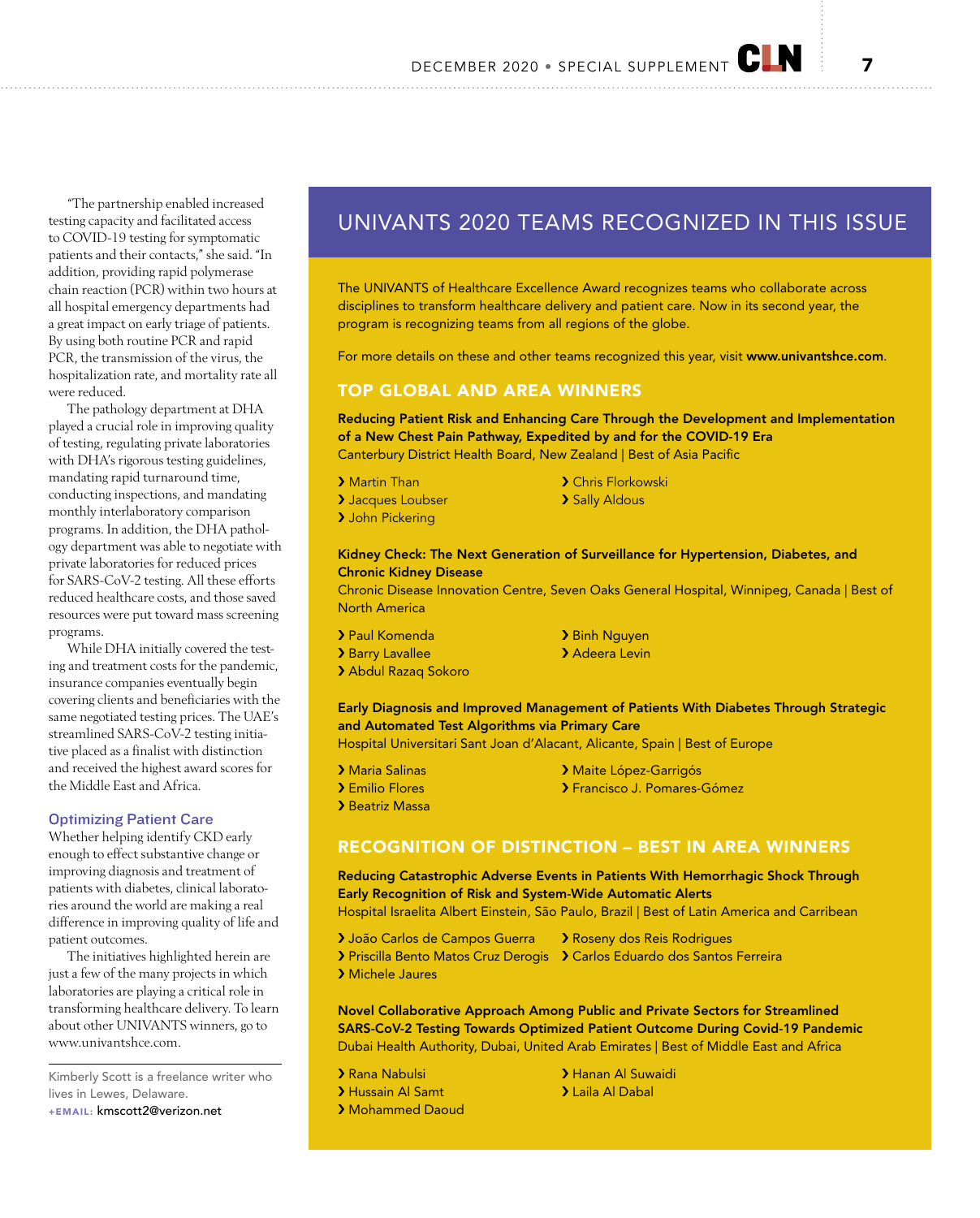"The partnership enabled increased testing capacity and facilitated access to COVID-19 testing for symptomatic patients and their contacts," she said. "In addition, providing rapid polymerase chain reaction (PCR) within two hours at all hospital emergency departments had a great impact on early triage of patients. By using both routine PCR and rapid PCR, the transmission of the virus, the hospitalization rate, and mortality rate all were reduced.

The pathology department at DHA played a crucial role in improving quality of testing, regulating private laboratories with DHA's rigorous testing guidelines, mandating rapid turnaround time, conducting inspections, and mandating monthly interlaboratory comparison programs. In addition, the DHA pathology department was able to negotiate with private laboratories for reduced prices for SARS-CoV-2 testing. All these efforts reduced healthcare costs, and those saved resources were put toward mass screening programs.

While DHA initially covered the testing and treatment costs for the pandemic, insurance companies eventually begin covering clients and beneficiaries with the same negotiated testing prices. The UAE's streamlined SARS-CoV-2 testing initiative placed as a finalist with distinction and received the highest award scores for the Middle East and Africa.

### Optimizing Patient Care

Whether helping identify CKD early enough to effect substantive change or improving diagnosis and treatment of patients with diabetes, clinical laboratories around the world are making a real difference in improving quality of life and patient outcomes.

The initiatives highlighted herein are just a few of the many projects in which laboratories are playing a critical role in transforming healthcare delivery. To learn about other UNIVANTS winners, go to www.univantshce.com.

Kimberly Scott is a freelance writer who lives in Lewes, Delaware.
+EMAIL: kmscott2@verizon.net

## UNIVANTS 2020 TEAMS RECOGNIZED IN THIS ISSUE

The UNIVANTS of Healthcare Excellence Award recognizes teams who collaborate across disciplines to transform healthcare delivery and patient care. Now in its second year, the program is recognizing teams from all regions of the globe.

For more details on these and other teams recognized this year, visit **www.univantshce.com**.

### TOP GLOBAL AND AREA WINNERS

**Reducing Patient Risk and Enhancing Care Through the Development and Implementation of a New Chest Pain Pathway, Expedited by and for the COVID-19 Era**
Canterbury District Health Board, New Zealand | Best of Asia Pacific

- Martin Than
- Jacques Loubser
- John Pickering
- Chris Florkowski
- Sally Aldous

**Kidney Check: The Next Generation of Surveillance for Hypertension, Diabetes, and Chronic Kidney Disease**
Chronic Disease Innovation Centre, Seven Oaks General Hospital, Winnipeg, Canada | Best of North America

- Paul Komenda
- Barry Lavallee
- Abdul Razaq Sokoro
- Binh Nguyen
- Adeera Levin

**Early Diagnosis and Improved Management of Patients With Diabetes Through Strategic and Automated Test Algorithms via Primary Care**
Hospital Universitari Sant Joan d'Alacant, Alicante, Spain | Best of Europe

- Maria Salinas
- Emilio Flores
- Beatriz Massa
- Maite López-Garrigós
- Francisco J. Pomares-Gómez

### RECOGNITION OF DISTINCTION – BEST IN AREA WINNERS

**Reducing Catastrophic Adverse Events in Patients With Hemorrhagic Shock Through Early Recognition of Risk and System-Wide Automatic Alerts**
Hospital Israelita Albert Einstein, São Paulo, Brazil | Best of Latin America and Carribean

- João Carlos de Campos Guerra
- Priscilla Bento Matos Cruz Derogis
- Michele Jaures
- Roseny dos Reis Rodrigues
- Carlos Eduardo dos Santos Ferreira

**Novel Collaborative Approach Among Public and Private Sectors for Streamlined SARS-CoV-2 Testing Towards Optimized Patient Outcome During Covid-19 Pandemic**
Dubai Health Authority, Dubai, United Arab Emirates | Best of Middle East and Africa

- Rana Nabulsi
- Hussain Al Samt
- Mohammed Daoud
- Hanan Al Suwaidi
- Laila Al Dabal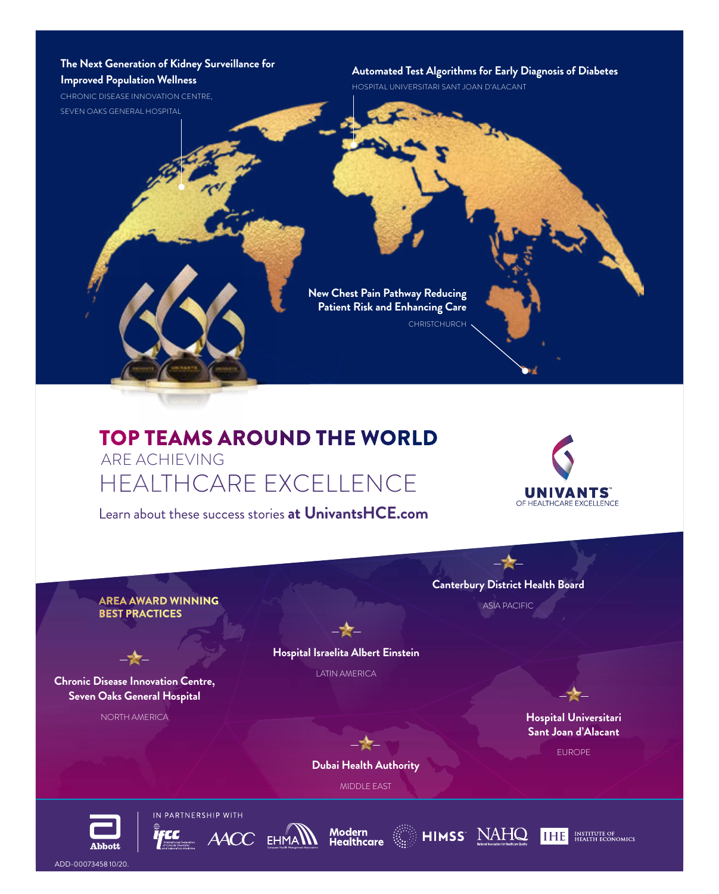**The Next Generation of Kidney Surveillance for Improved Population Wellness**

CHRONIC DISEASE INNOVATION CENTRE, SEVEN OAKS GENERAL HOSPITAL

**Automated Test Algorithms for Early Diagnosis of Diabetes**

HOSPITAL UNIVERSITARI SANT JOAN D'ALACANT

**New Chest Pain Pathway Reducing Patient Risk and Enhancing Care**

CHRISTCHURCH

# TOP TEAMS AROUND THE WORLD

## ARE ACHIEVING HEALTHCARE EXCELLENCE

Learn about these success stories **at UnivantsHCE.com**

UNIVANTS™ OF HEALTHCARE EXCELLENCE

**AREA AWARD WINNING BEST PRACTICES**

**Chronic Disease Innovation Centre, Seven Oaks General Hospital**
NORTH AMERICA

**Hospital Israelita Albert Einstein**
LATIN AMERICA

**Canterbury District Health Board**
ASIA PACIFIC

**Hospital Universitari Sant Joan d'Alacant**
EUROPE

**Dubai Health Authority**
MIDDLE EAST

Abbott

IN PARTNERSHIP WITH

IFCC · AACC · EHMA · Modern Healthcare · HIMSS · NAHQ · IHE INSTITUTE OF HEALTH ECONOMICS

ADD-00073458 10/20.